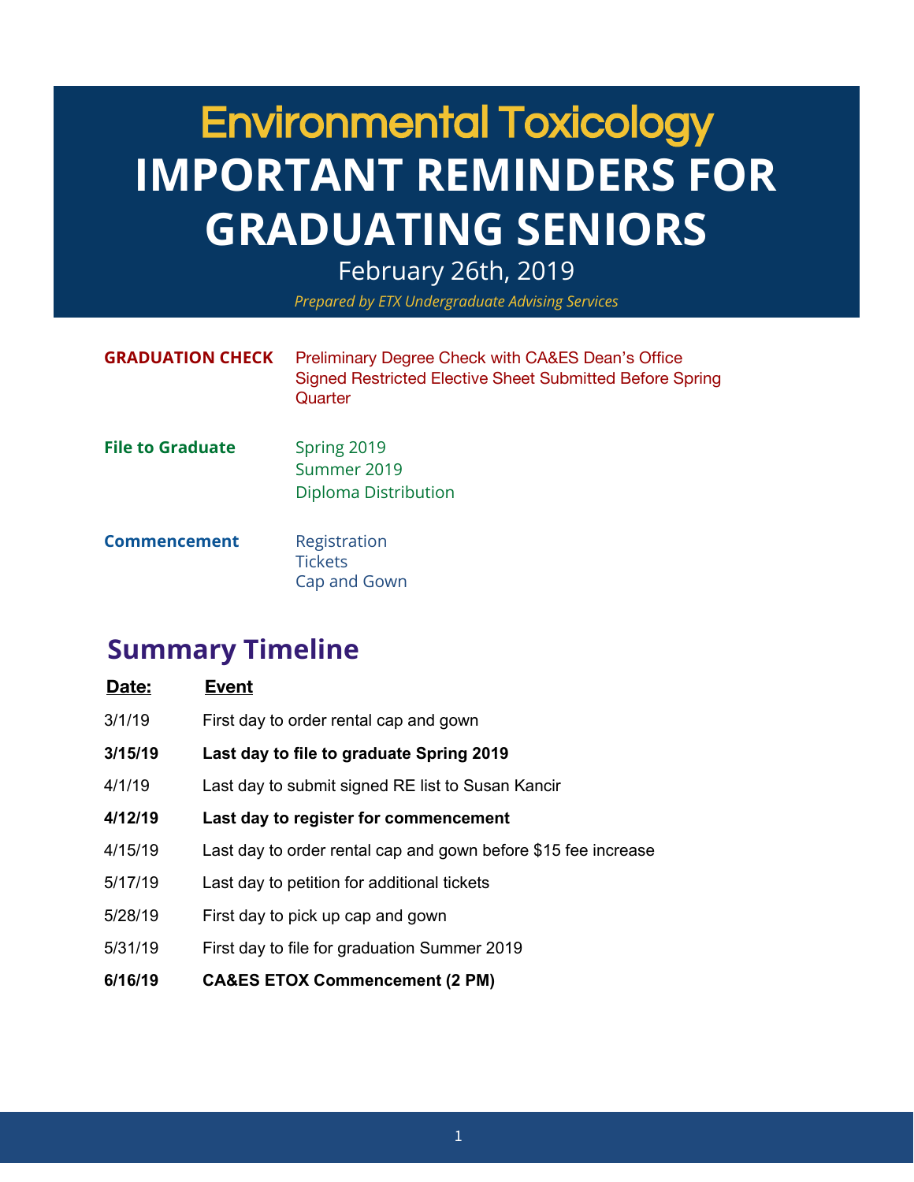# Environmental Toxicology

# IMPORTANT REMINDERS FOR GRADUATING SENIORS

February 26th, 2019

*Prepared by ETX Undergraduate Advising Services*

**GRADUATION CHECK**
- Preliminary Degree Check with CA&ES Dean's Office
- Signed Restricted Elective Sheet Submitted Before Spring Quarter

**File to Graduate**
- Spring 2019
- Summer 2019
- Diploma Distribution

**Commencement**
- Registration
- Tickets
- Cap and Gown

## Summary Timeline

| Date: | Event |
|---|---|
| 3/1/19 | First day to order rental cap and gown |
| **3/15/19** | **Last day to file to graduate Spring 2019** |
| 4/1/19 | Last day to submit signed RE list to Susan Kancir |
| **4/12/19** | **Last day to register for commencement** |
| 4/15/19 | Last day to order rental cap and gown before $15 fee increase |
| 5/17/19 | Last day to petition for additional tickets |
| 5/28/19 | First day to pick up cap and gown |
| 5/31/19 | First day to file for graduation Summer 2019 |
| **6/16/19** | **CA&ES ETOX Commencement (2 PM)** |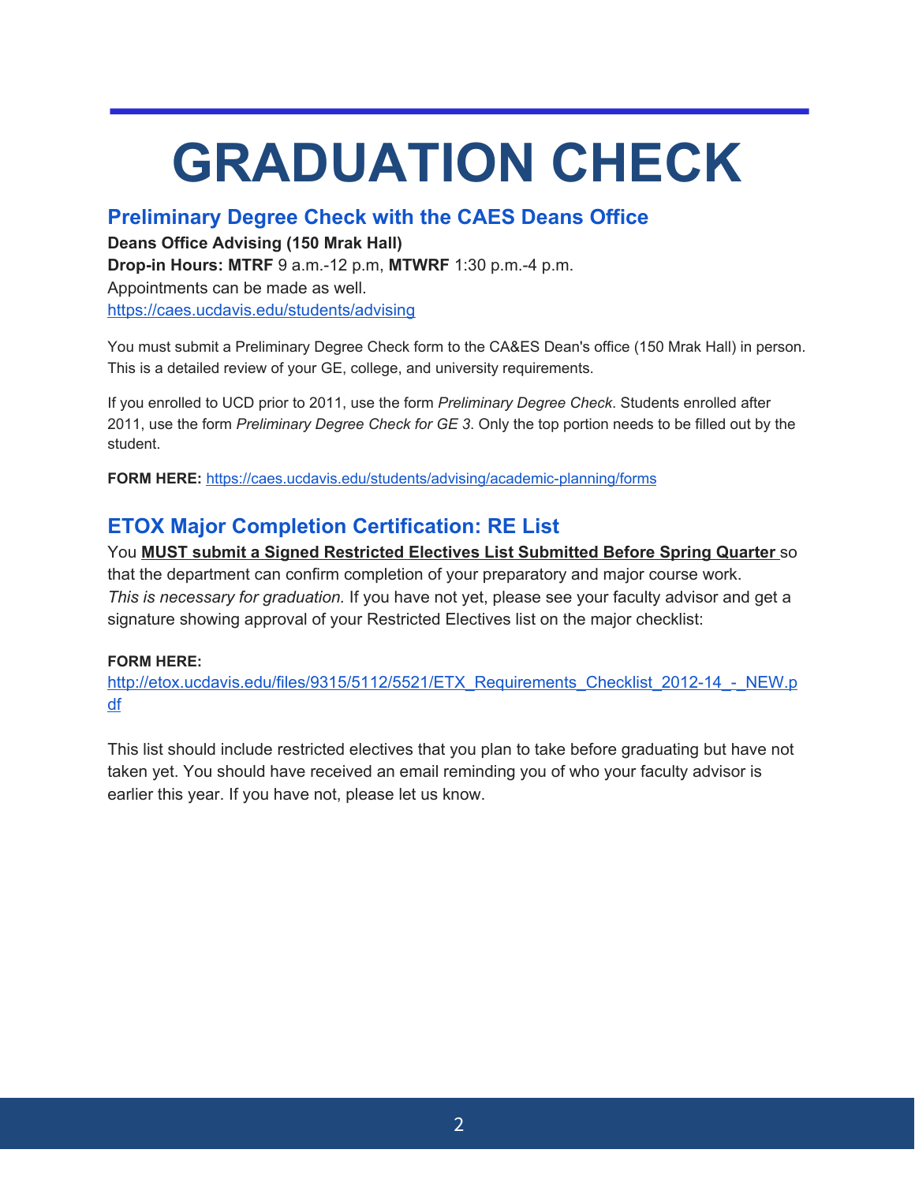# GRADUATION CHECK

## Preliminary Degree Check with the CAES Deans Office

**Deans Office Advising (150 Mrak Hall)**
**Drop-in Hours: MTRF** 9 a.m.-12 p.m, **MTWRF** 1:30 p.m.-4 p.m.
Appointments can be made as well.
https://caes.ucdavis.edu/students/advising

You must submit a Preliminary Degree Check form to the CA&ES Dean's office (150 Mrak Hall) in person. This is a detailed review of your GE, college, and university requirements.

If you enrolled to UCD prior to 2011, use the form *Preliminary Degree Check*. Students enrolled after 2011, use the form *Preliminary Degree Check for GE 3*. Only the top portion needs to be filled out by the student.

**FORM HERE:** https://caes.ucdavis.edu/students/advising/academic-planning/forms

## ETOX Major Completion Certification: RE List

You **MUST submit a Signed Restricted Electives List Submitted Before Spring Quarter** so that the department can confirm completion of your preparatory and major course work. *This is necessary for graduation.* If you have not yet, please see your faculty advisor and get a signature showing approval of your Restricted Electives list on the major checklist:

**FORM HERE:**
http://etox.ucdavis.edu/files/9315/5112/5521/ETX_Requirements_Checklist_2012-14_-_NEW.pdf

This list should include restricted electives that you plan to take before graduating but have not taken yet. You should have received an email reminding you of who your faculty advisor is earlier this year. If you have not, please let us know.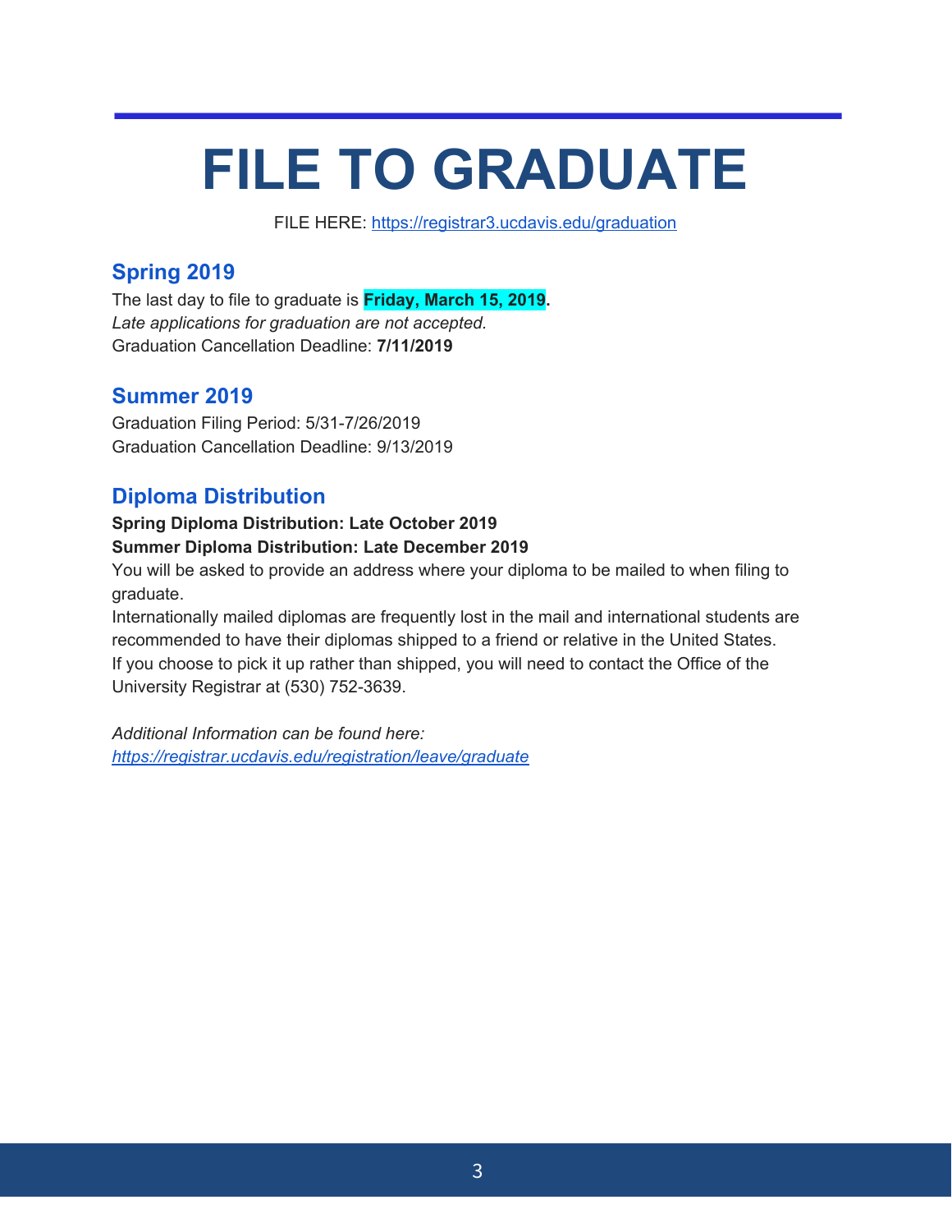# FILE TO GRADUATE

FILE HERE: https://registrar3.ucdavis.edu/graduation

## Spring 2019

The last day to file to graduate is **Friday, March 15, 2019**.
*Late applications for graduation are not accepted.*
Graduation Cancellation Deadline: **7/11/2019**

## Summer 2019

Graduation Filing Period: 5/31-7/26/2019
Graduation Cancellation Deadline: 9/13/2019

## Diploma Distribution

**Spring Diploma Distribution: Late October 2019**
**Summer Diploma Distribution: Late December 2019**
You will be asked to provide an address where your diploma to be mailed to when filing to graduate.
Internationally mailed diplomas are frequently lost in the mail and international students are recommended to have their diplomas shipped to a friend or relative in the United States.
If you choose to pick it up rather than shipped, you will need to contact the Office of the University Registrar at (530) 752-3639.

*Additional Information can be found here:*
*https://registrar.ucdavis.edu/registration/leave/graduate*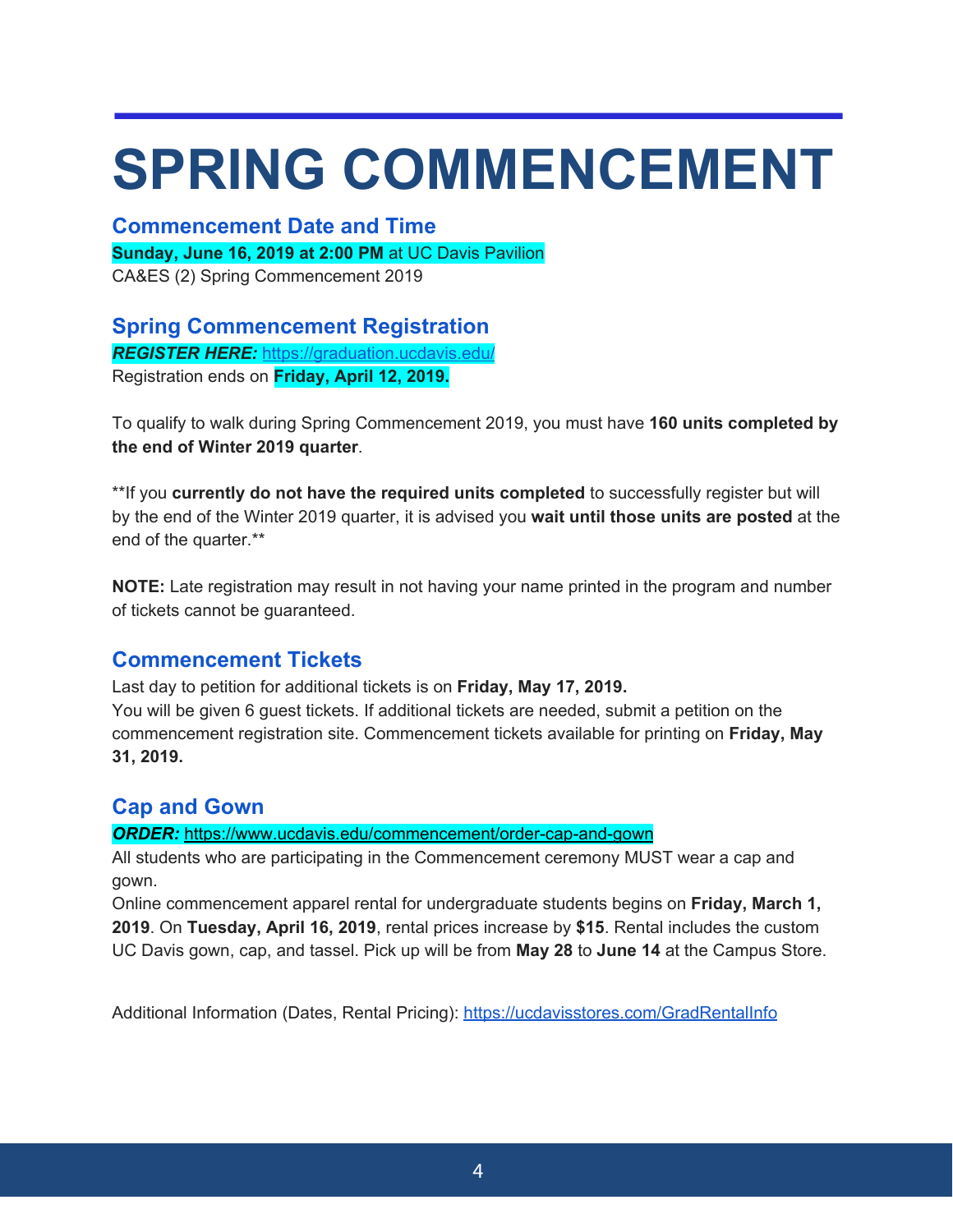# SPRING COMMENCEMENT

## Commencement Date and Time

**Sunday, June 16, 2019 at 2:00 PM** at UC Davis Pavilion
CA&ES (2) Spring Commencement 2019

## Spring Commencement Registration

***REGISTER HERE:*** https://graduation.ucdavis.edu/
Registration ends on **Friday, April 12, 2019.**

To qualify to walk during Spring Commencement 2019, you must have **160 units completed by the end of Winter 2019 quarter**.

**If you **currently do not have the required units completed** to successfully register but will by the end of the Winter 2019 quarter, it is advised you **wait until those units are posted** at the end of the quarter.**

**NOTE:** Late registration may result in not having your name printed in the program and number of tickets cannot be guaranteed.

## Commencement Tickets

Last day to petition for additional tickets is on **Friday, May 17, 2019.**
You will be given 6 guest tickets. If additional tickets are needed, submit a petition on the commencement registration site. Commencement tickets available for printing on **Friday, May 31, 2019.**

## Cap and Gown

***ORDER:*** https://www.ucdavis.edu/commencement/order-cap-and-gown
All students who are participating in the Commencement ceremony MUST wear a cap and gown.
Online commencement apparel rental for undergraduate students begins on **Friday, March 1, 2019**. On **Tuesday, April 16, 2019**, rental prices increase by **$15**. Rental includes the custom UC Davis gown, cap, and tassel. Pick up will be from **May 28** to **June 14** at the Campus Store.

Additional Information (Dates, Rental Pricing): https://ucdavisstores.com/GradRentalInfo